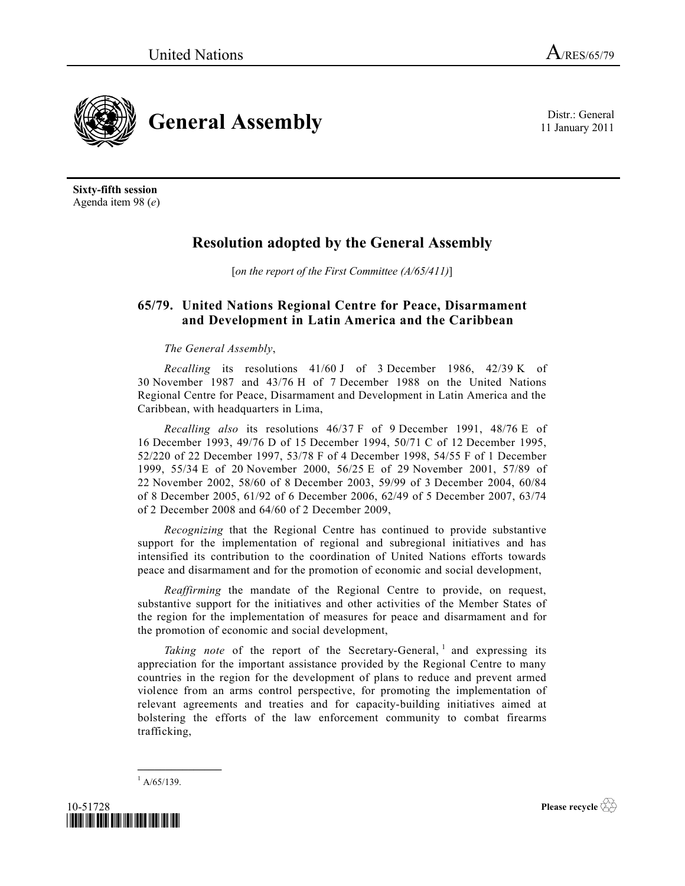United Nations A/RES/65/79

# General Assembly

Distr.: General
11 January 2011

**Sixty-fifth session**
Agenda item 98 (*e*)

## Resolution adopted by the General Assembly

[*on the report of the First Committee (A/65/411)*]

### 65/79. United Nations Regional Centre for Peace, Disarmament and Development in Latin America and the Caribbean

*The General Assembly*,

*Recalling* its resolutions 41/60 J of 3 December 1986, 42/39 K of 30 November 1987 and 43/76 H of 7 December 1988 on the United Nations Regional Centre for Peace, Disarmament and Development in Latin America and the Caribbean, with headquarters in Lima,

*Recalling also* its resolutions 46/37 F of 9 December 1991, 48/76 E of 16 December 1993, 49/76 D of 15 December 1994, 50/71 C of 12 December 1995, 52/220 of 22 December 1997, 53/78 F of 4 December 1998, 54/55 F of 1 December 1999, 55/34 E of 20 November 2000, 56/25 E of 29 November 2001, 57/89 of 22 November 2002, 58/60 of 8 December 2003, 59/99 of 3 December 2004, 60/84 of 8 December 2005, 61/92 of 6 December 2006, 62/49 of 5 December 2007, 63/74 of 2 December 2008 and 64/60 of 2 December 2009,

*Recognizing* that the Regional Centre has continued to provide substantive support for the implementation of regional and subregional initiatives and has intensified its contribution to the coordination of United Nations efforts towards peace and disarmament and for the promotion of economic and social development,

*Reaffirming* the mandate of the Regional Centre to provide, on request, substantive support for the initiatives and other activities of the Member States of the region for the implementation of measures for peace and disarmament and for the promotion of economic and social development,

*Taking note* of the report of the Secretary-General,[1] and expressing its appreciation for the important assistance provided by the Regional Centre to many countries in the region for the development of plans to reduce and prevent armed violence from an arms control perspective, for promoting the implementation of relevant agreements and treaties and for capacity-building initiatives aimed at bolstering the efforts of the law enforcement community to combat firearms trafficking,

[1] A/65/139.

10-51728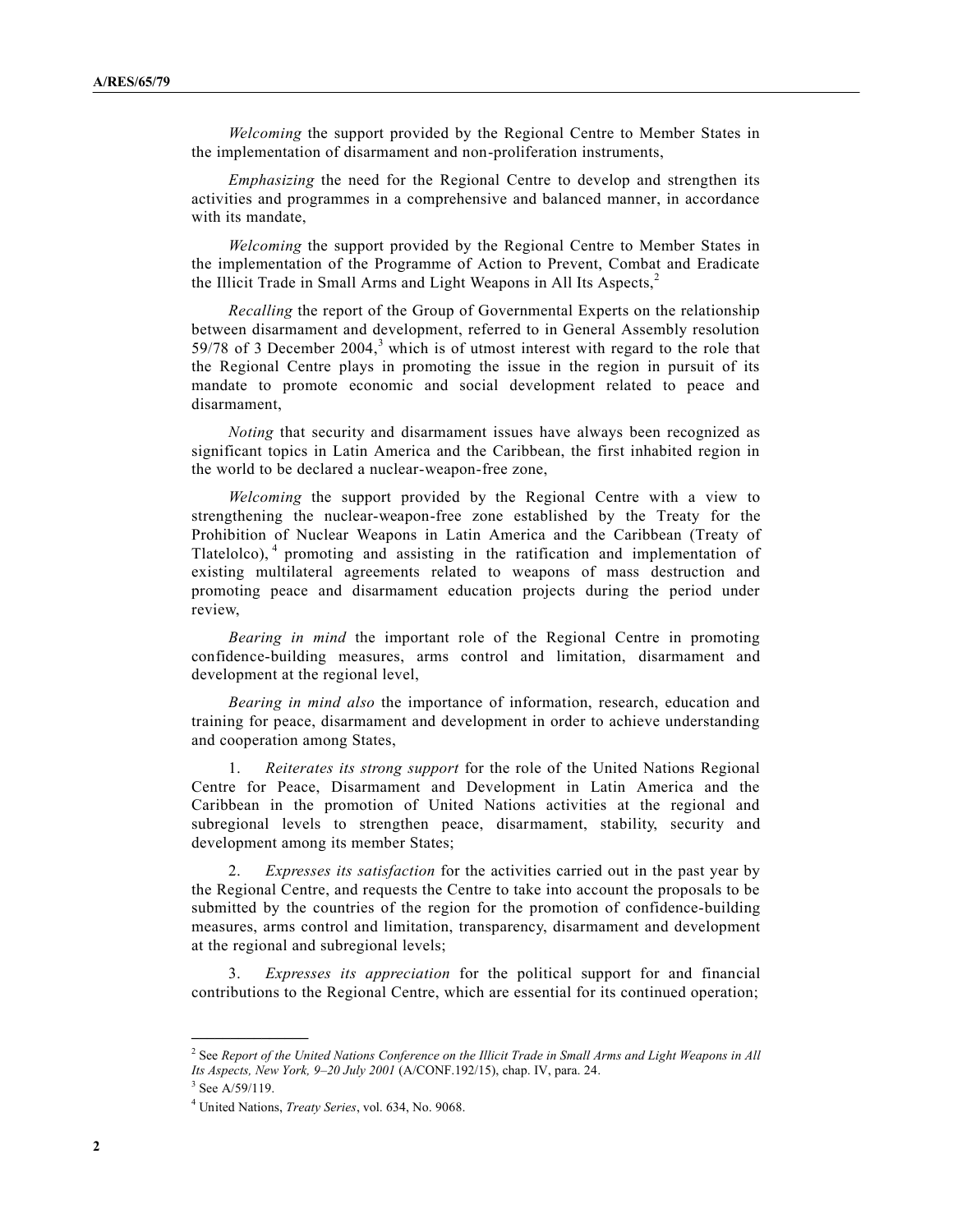*Welcoming* the support provided by the Regional Centre to Member States in the implementation of disarmament and non-proliferation instruments,

*Emphasizing* the need for the Regional Centre to develop and strengthen its activities and programmes in a comprehensive and balanced manner, in accordance with its mandate,

*Welcoming* the support provided by the Regional Centre to Member States in the implementation of the Programme of Action to Prevent, Combat and Eradicate the Illicit Trade in Small Arms and Light Weapons in All Its Aspects,[2]

*Recalling* the report of the Group of Governmental Experts on the relationship between disarmament and development, referred to in General Assembly resolution 59/78 of 3 December 2004,[3] which is of utmost interest with regard to the role that the Regional Centre plays in promoting the issue in the region in pursuit of its mandate to promote economic and social development related to peace and disarmament,

*Noting* that security and disarmament issues have always been recognized as significant topics in Latin America and the Caribbean, the first inhabited region in the world to be declared a nuclear-weapon-free zone,

*Welcoming* the support provided by the Regional Centre with a view to strengthening the nuclear-weapon-free zone established by the Treaty for the Prohibition of Nuclear Weapons in Latin America and the Caribbean (Treaty of Tlatelolco),[4] promoting and assisting in the ratification and implementation of existing multilateral agreements related to weapons of mass destruction and promoting peace and disarmament education projects during the period under review,

*Bearing in mind* the important role of the Regional Centre in promoting confidence-building measures, arms control and limitation, disarmament and development at the regional level,

*Bearing in mind also* the importance of information, research, education and training for peace, disarmament and development in order to achieve understanding and cooperation among States,

1. *Reiterates its strong support* for the role of the United Nations Regional Centre for Peace, Disarmament and Development in Latin America and the Caribbean in the promotion of United Nations activities at the regional and subregional levels to strengthen peace, disarmament, stability, security and development among its member States;

2. *Expresses its satisfaction* for the activities carried out in the past year by the Regional Centre, and requests the Centre to take into account the proposals to be submitted by the countries of the region for the promotion of confidence-building measures, arms control and limitation, transparency, disarmament and development at the regional and subregional levels;

3. *Expresses its appreciation* for the political support for and financial contributions to the Regional Centre, which are essential for its continued operation;

---

[2] See *Report of the United Nations Conference on the Illicit Trade in Small Arms and Light Weapons in All Its Aspects, New York, 9–20 July 2001* (A/CONF.192/15), chap. IV, para. 24.

[3] See A/59/119.

[4] United Nations, *Treaty Series*, vol. 634, No. 9068.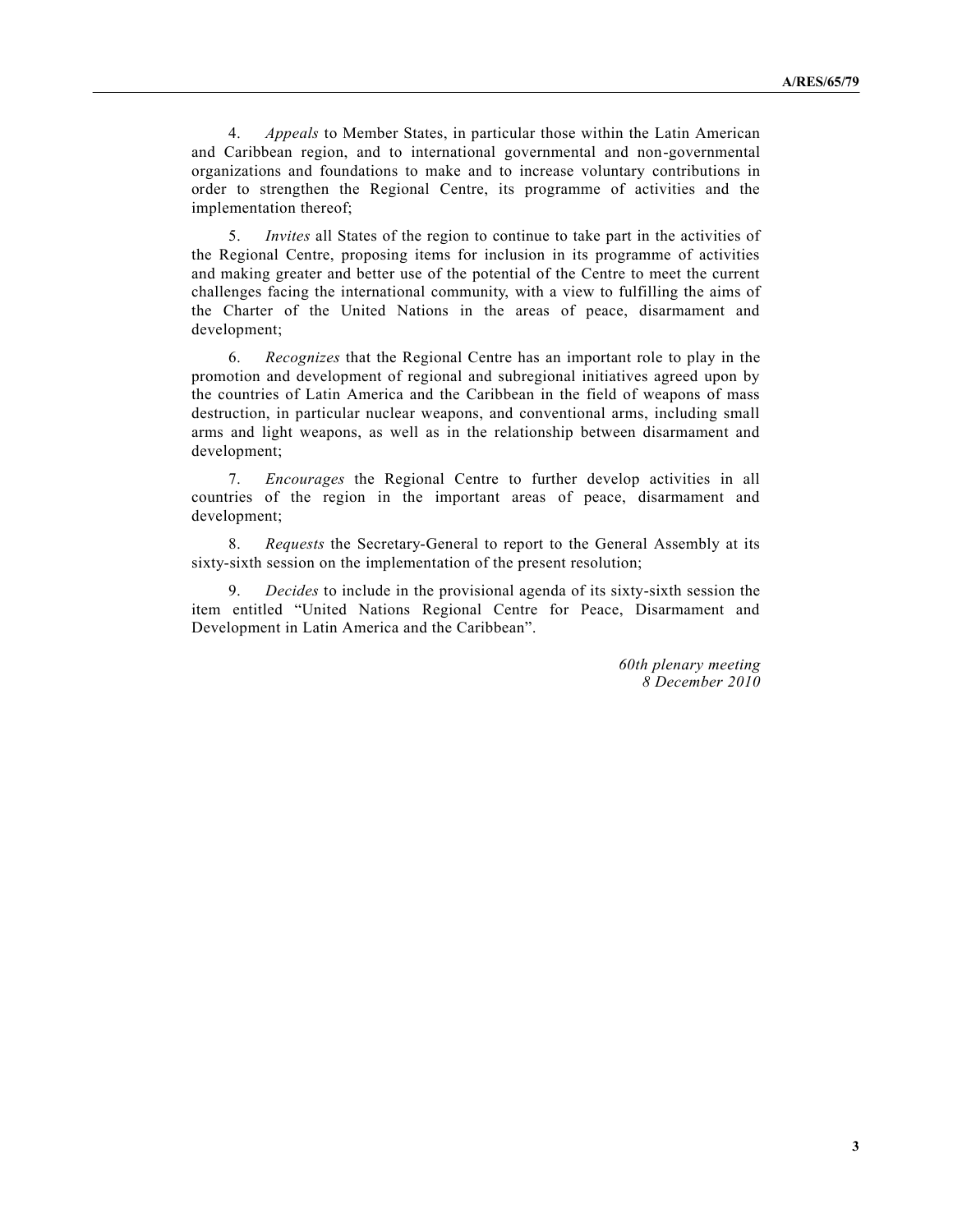4. *Appeals* to Member States, in particular those within the Latin American and Caribbean region, and to international governmental and non-governmental organizations and foundations to make and to increase voluntary contributions in order to strengthen the Regional Centre, its programme of activities and the implementation thereof;

5. *Invites* all States of the region to continue to take part in the activities of the Regional Centre, proposing items for inclusion in its programme of activities and making greater and better use of the potential of the Centre to meet the current challenges facing the international community, with a view to fulfilling the aims of the Charter of the United Nations in the areas of peace, disarmament and development;

6. *Recognizes* that the Regional Centre has an important role to play in the promotion and development of regional and subregional initiatives agreed upon by the countries of Latin America and the Caribbean in the field of weapons of mass destruction, in particular nuclear weapons, and conventional arms, including small arms and light weapons, as well as in the relationship between disarmament and development;

7. *Encourages* the Regional Centre to further develop activities in all countries of the region in the important areas of peace, disarmament and development;

8. *Requests* the Secretary-General to report to the General Assembly at its sixty-sixth session on the implementation of the present resolution;

9. *Decides* to include in the provisional agenda of its sixty-sixth session the item entitled "United Nations Regional Centre for Peace, Disarmament and Development in Latin America and the Caribbean".

*60th plenary meeting*
*8 December 2010*